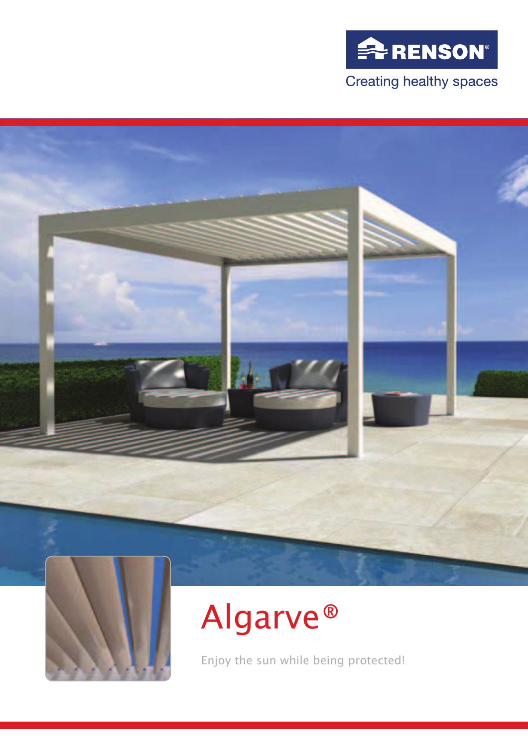RENSON®

Creating healthy spaces

# Algarve®

Enjoy the sun while being protected!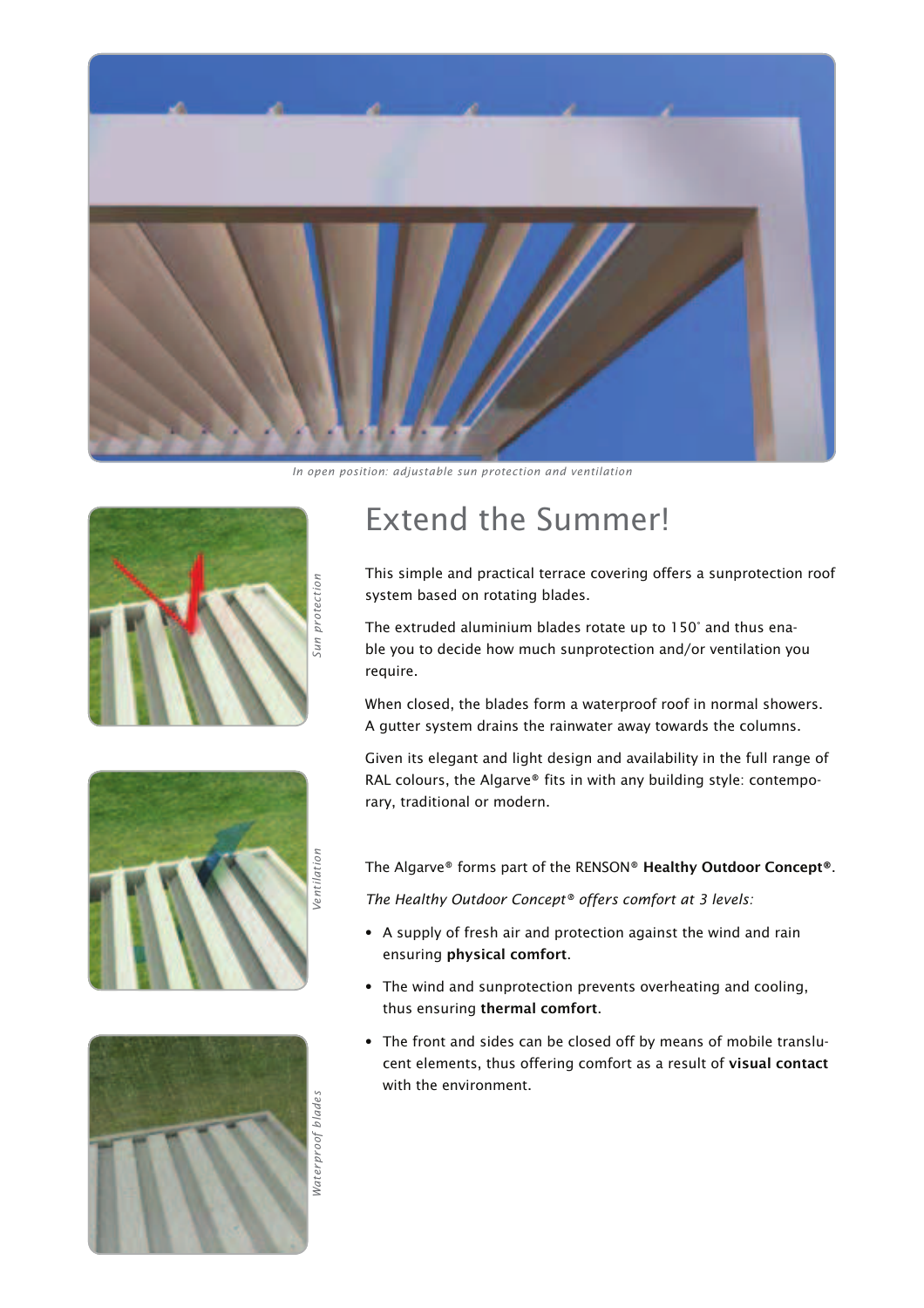*In open position: adjustable sun protection and ventilation*

*Sun protection*

*Ventilation*

*Waterproof blades*

# Extend the Summer!

This simple and practical terrace covering offers a sunprotection roof system based on rotating blades.

The extruded aluminium blades rotate up to 150˚ and thus enable you to decide how much sunprotection and/or ventilation you require.

When closed, the blades form a waterproof roof in normal showers. A gutter system drains the rainwater away towards the columns.

Given its elegant and light design and availability in the full range of RAL colours, the Algarve® fits in with any building style: contemporary, traditional or modern.

The Algarve® forms part of the RENSON® **Healthy Outdoor Concept®**.

*The Healthy Outdoor Concept® offers comfort at 3 levels:*

- A supply of fresh air and protection against the wind and rain ensuring **physical comfort**.
- The wind and sunprotection prevents overheating and cooling, thus ensuring **thermal comfort**.
- The front and sides can be closed off by means of mobile translucent elements, thus offering comfort as a result of **visual contact** with the environment.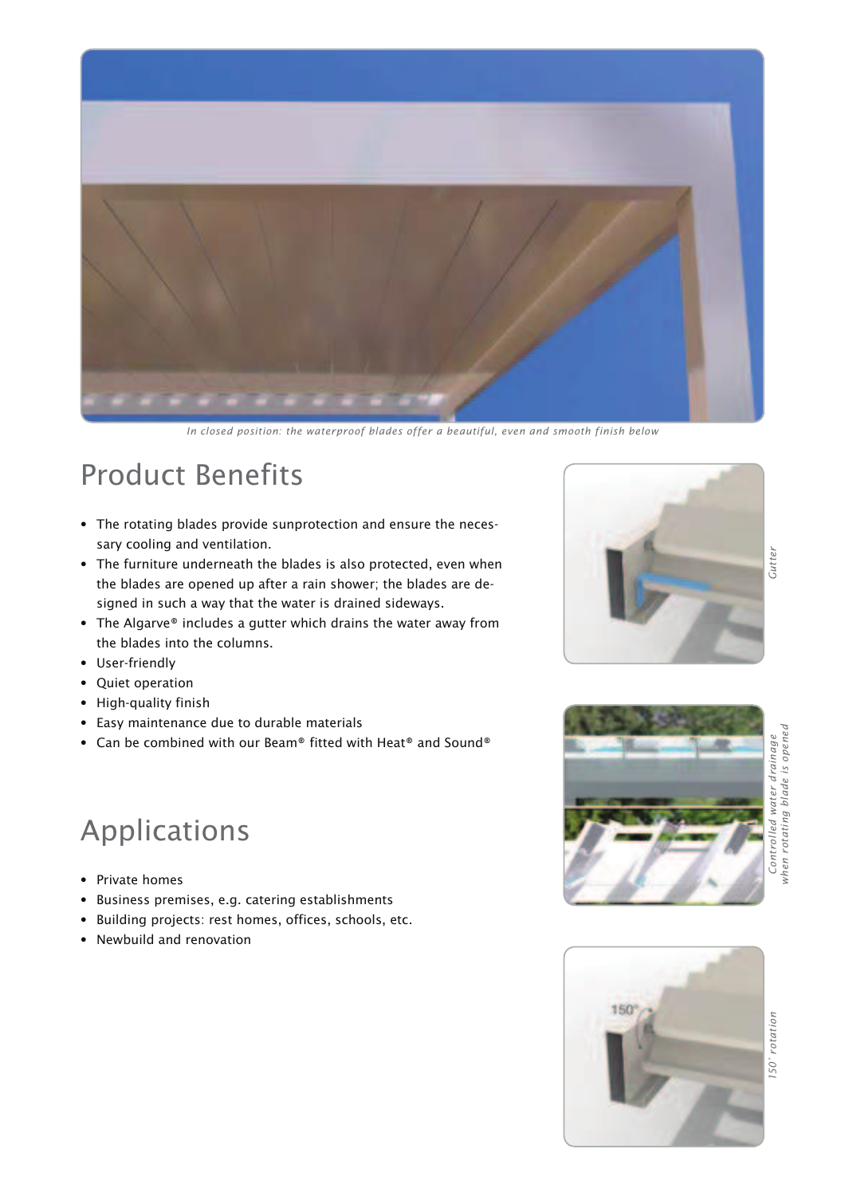*In closed position: the waterproof blades offer a beautiful, even and smooth finish below*

## Product Benefits

- The rotating blades provide sunprotection and ensure the necessary cooling and ventilation.
- The furniture underneath the blades is also protected, even when the blades are opened up after a rain shower; the blades are designed in such a way that the water is drained sideways.
- The Algarve® includes a gutter which drains the water away from the blades into the columns.
- User-friendly
- Quiet operation
- High-quality finish
- Easy maintenance due to durable materials
- Can be combined with our Beam® fitted with Heat® and Sound®

## Applications

- Private homes
- Business premises, e.g. catering establishments
- Building projects: rest homes, offices, schools, etc.
- Newbuild and renovation

*Gutter*

*Controlled water drainage when rotating blade is opened*

*150° rotation*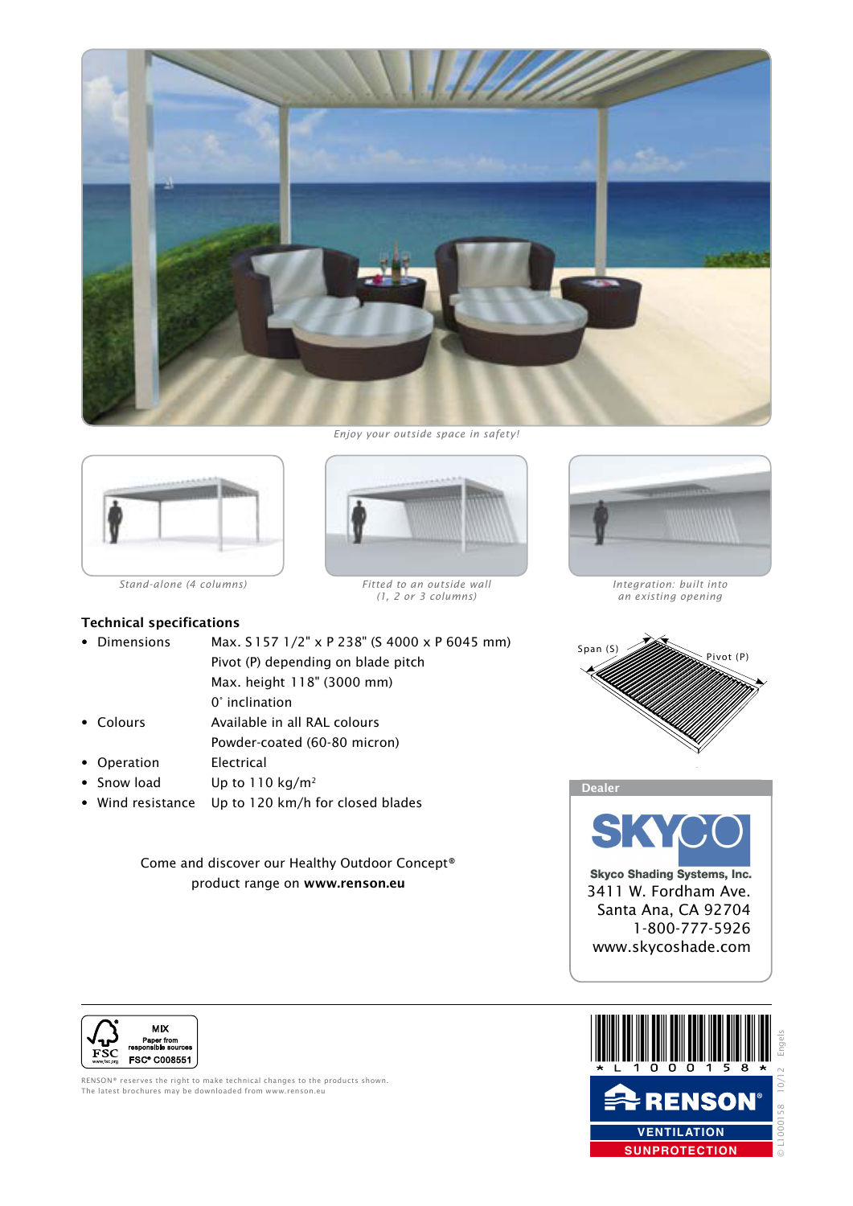*Enjoy your outside space in safety!*

*Stand-alone (4 columns)*

*Fitted to an outside wall (1, 2 or 3 columns)*

*Integration: built into an existing opening*

## Technical specifications

- Dimensions: Max. S 157 1/2" x P 238" (S 4000 x P 6045 mm)  
  Pivot (P) depending on blade pitch  
  Max. height 118" (3000 mm)  
  0° inclination
- Colours: Available in all RAL colours  
  Powder-coated (60-80 micron)
- Operation: Electrical
- Snow load: Up to 110 kg/m²
- Wind resistance: Up to 120 km/h for closed blades

Span (S)

Pivot (P)

Come and discover our Healthy Outdoor Concept® product range on **www.renson.eu**

**Dealer**

SKYCO

**Skyco Shading Systems, Inc.**  
3411 W. Fordham Ave.  
Santa Ana, CA 92704  
1-800-777-5926  
www.skycoshade.com

FSC MIX Paper from responsible sources FSC® C008551

RENSON® reserves the right to make technical changes to the products shown.  
The latest brochures may be downloaded from www.renson.eu

*L1000158*

RENSON®  
VENTILATION  
SUNPROTECTION

© L1000158 10/12 Engels